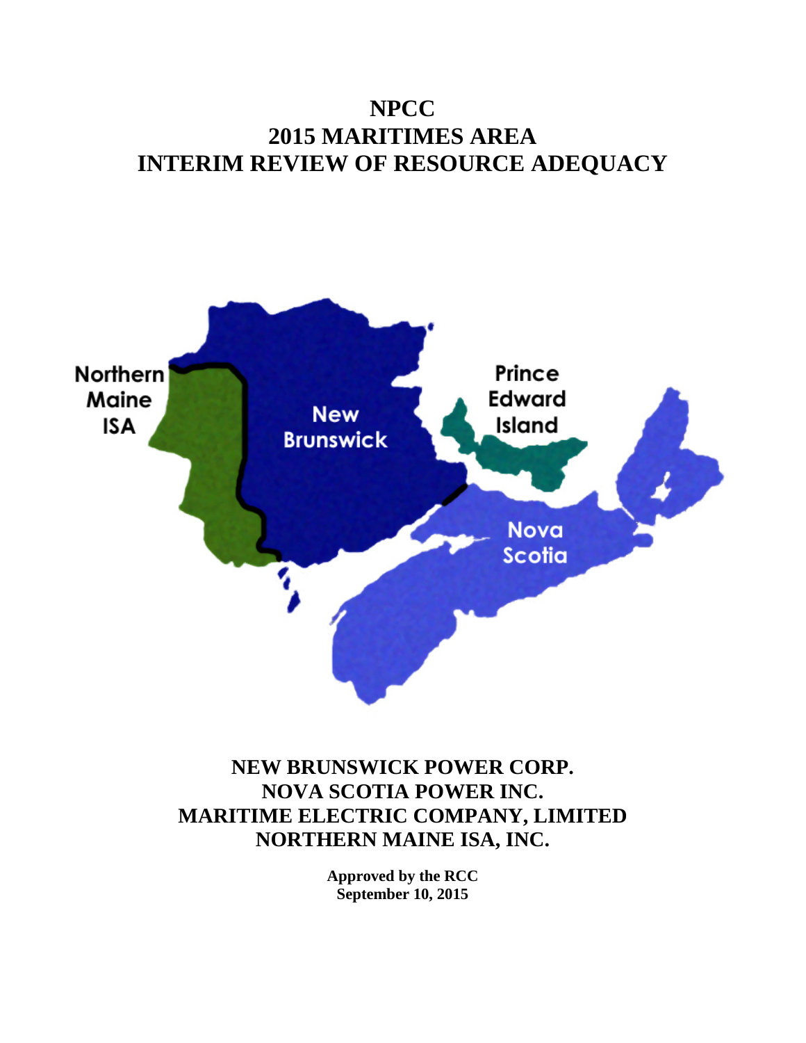# NPCC
# 2015 MARITIMES AREA
# INTERIM REVIEW OF RESOURCE ADEQUACY

**NEW BRUNSWICK POWER CORP.**
**NOVA SCOTIA POWER INC.**
**MARITIME ELECTRIC COMPANY, LIMITED**
**NORTHERN MAINE ISA, INC.**

**Approved by the RCC**
**September 10, 2015**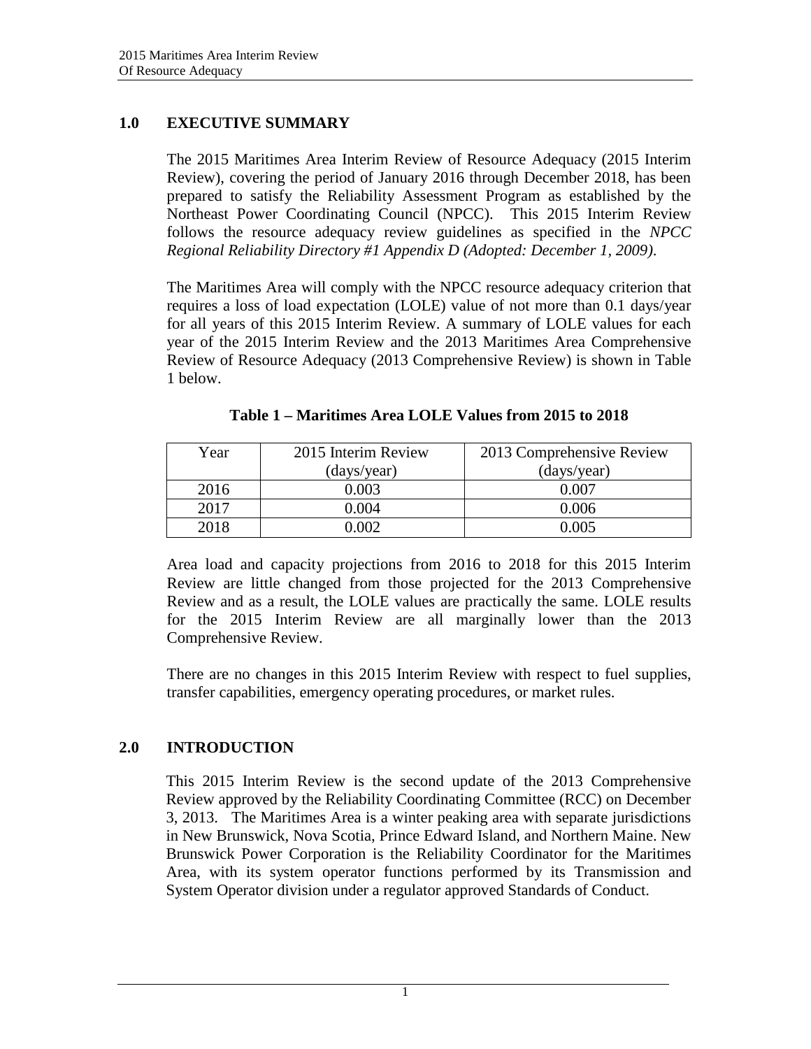## 1.0 EXECUTIVE SUMMARY

The 2015 Maritimes Area Interim Review of Resource Adequacy (2015 Interim Review), covering the period of January 2016 through December 2018, has been prepared to satisfy the Reliability Assessment Program as established by the Northeast Power Coordinating Council (NPCC). This 2015 Interim Review follows the resource adequacy review guidelines as specified in the *NPCC Regional Reliability Directory #1 Appendix D (Adopted: December 1, 2009)*.

The Maritimes Area will comply with the NPCC resource adequacy criterion that requires a loss of load expectation (LOLE) value of not more than 0.1 days/year for all years of this 2015 Interim Review. A summary of LOLE values for each year of the 2015 Interim Review and the 2013 Maritimes Area Comprehensive Review of Resource Adequacy (2013 Comprehensive Review) is shown in Table 1 below.

**Table 1 – Maritimes Area LOLE Values from 2015 to 2018**

| Year | 2015 Interim Review (days/year) | 2013 Comprehensive Review (days/year) |
|---|---|---|
| 2016 | 0.003 | 0.007 |
| 2017 | 0.004 | 0.006 |
| 2018 | 0.002 | 0.005 |

Area load and capacity projections from 2016 to 2018 for this 2015 Interim Review are little changed from those projected for the 2013 Comprehensive Review and as a result, the LOLE values are practically the same. LOLE results for the 2015 Interim Review are all marginally lower than the 2013 Comprehensive Review.

There are no changes in this 2015 Interim Review with respect to fuel supplies, transfer capabilities, emergency operating procedures, or market rules.

## 2.0 INTRODUCTION

This 2015 Interim Review is the second update of the 2013 Comprehensive Review approved by the Reliability Coordinating Committee (RCC) on December 3, 2013. The Maritimes Area is a winter peaking area with separate jurisdictions in New Brunswick, Nova Scotia, Prince Edward Island, and Northern Maine. New Brunswick Power Corporation is the Reliability Coordinator for the Maritimes Area, with its system operator functions performed by its Transmission and System Operator division under a regulator approved Standards of Conduct.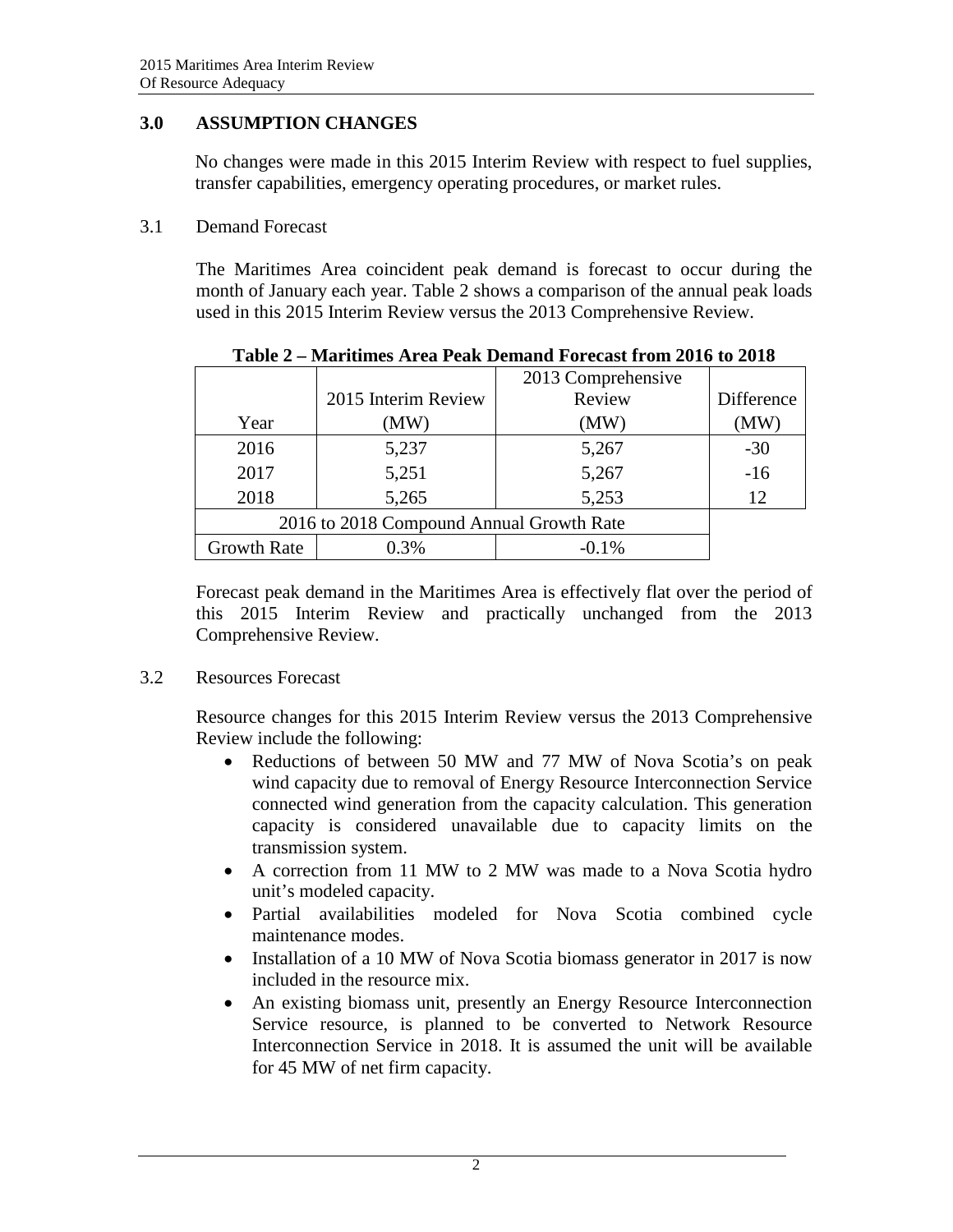## 3.0 ASSUMPTION CHANGES

No changes were made in this 2015 Interim Review with respect to fuel supplies, transfer capabilities, emergency operating procedures, or market rules.

### 3.1 Demand Forecast

The Maritimes Area coincident peak demand is forecast to occur during the month of January each year. Table 2 shows a comparison of the annual peak loads used in this 2015 Interim Review versus the 2013 Comprehensive Review.

**Table 2 – Maritimes Area Peak Demand Forecast from 2016 to 2018**

| Year | 2015 Interim Review (MW) | 2013 Comprehensive Review (MW) | Difference (MW) |
|---|---|---|---|
| 2016 | 5,237 | 5,267 | -30 |
| 2017 | 5,251 | 5,267 | -16 |
| 2018 | 5,265 | 5,253 | 12 |
| 2016 to 2018 Compound Annual Growth Rate | | | |
| Growth Rate | 0.3% | -0.1% | |

Forecast peak demand in the Maritimes Area is effectively flat over the period of this 2015 Interim Review and practically unchanged from the 2013 Comprehensive Review.

### 3.2 Resources Forecast

Resource changes for this 2015 Interim Review versus the 2013 Comprehensive Review include the following:

- Reductions of between 50 MW and 77 MW of Nova Scotia's on peak wind capacity due to removal of Energy Resource Interconnection Service connected wind generation from the capacity calculation. This generation capacity is considered unavailable due to capacity limits on the transmission system.
- A correction from 11 MW to 2 MW was made to a Nova Scotia hydro unit's modeled capacity.
- Partial availabilities modeled for Nova Scotia combined cycle maintenance modes.
- Installation of a 10 MW of Nova Scotia biomass generator in 2017 is now included in the resource mix.
- An existing biomass unit, presently an Energy Resource Interconnection Service resource, is planned to be converted to Network Resource Interconnection Service in 2018. It is assumed the unit will be available for 45 MW of net firm capacity.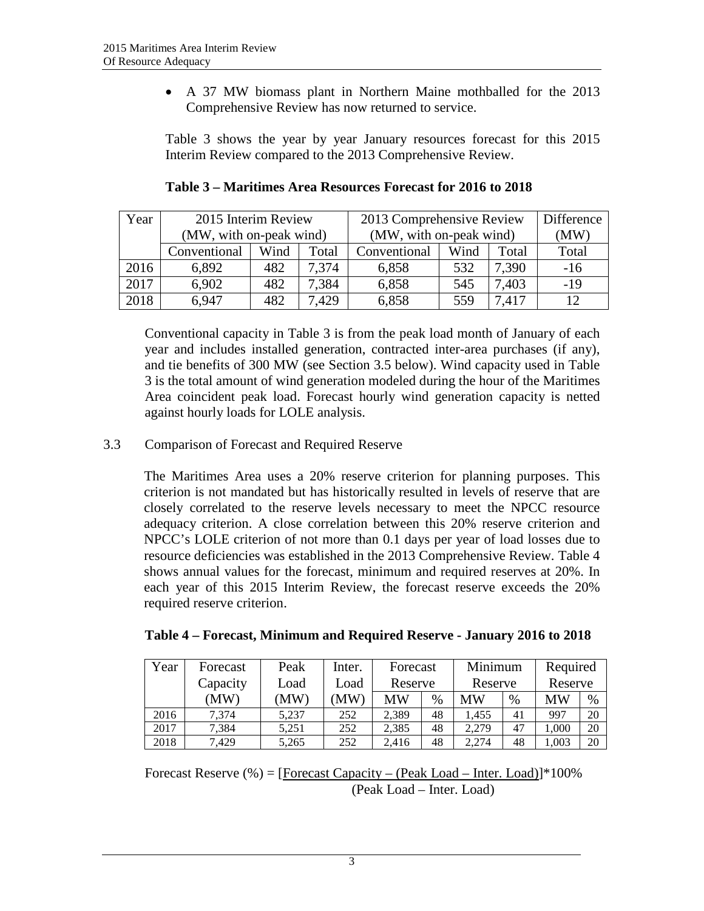- A 37 MW biomass plant in Northern Maine mothballed for the 2013 Comprehensive Review has now returned to service.

Table 3 shows the year by year January resources forecast for this 2015 Interim Review compared to the 2013 Comprehensive Review.

**Table 3 – Maritimes Area Resources Forecast for 2016 to 2018**

| Year | 2015 Interim Review (MW, with on-peak wind) | | | 2013 Comprehensive Review (MW, with on-peak wind) | | | Difference (MW) |
|---|---|---|---|---|---|---|---|
| | Conventional | Wind | Total | Conventional | Wind | Total | Total |
| 2016 | 6,892 | 482 | 7,374 | 6,858 | 532 | 7,390 | -16 |
| 2017 | 6,902 | 482 | 7,384 | 6,858 | 545 | 7,403 | -19 |
| 2018 | 6,947 | 482 | 7,429 | 6,858 | 559 | 7,417 | 12 |

Conventional capacity in Table 3 is from the peak load month of January of each year and includes installed generation, contracted inter-area purchases (if any), and tie benefits of 300 MW (see Section 3.5 below). Wind capacity used in Table 3 is the total amount of wind generation modeled during the hour of the Maritimes Area coincident peak load. Forecast hourly wind generation capacity is netted against hourly loads for LOLE analysis.

## 3.3 Comparison of Forecast and Required Reserve

The Maritimes Area uses a 20% reserve criterion for planning purposes. This criterion is not mandated but has historically resulted in levels of reserve that are closely correlated to the reserve levels necessary to meet the NPCC resource adequacy criterion. A close correlation between this 20% reserve criterion and NPCC's LOLE criterion of not more than 0.1 days per year of load losses due to resource deficiencies was established in the 2013 Comprehensive Review. Table 4 shows annual values for the forecast, minimum and required reserves at 20%. In each year of this 2015 Interim Review, the forecast reserve exceeds the 20% required reserve criterion.

**Table 4 – Forecast, Minimum and Required Reserve - January 2016 to 2018**

| Year | Forecast Capacity (MW) | Peak Load (MW) | Inter. Load (MW) | Forecast Reserve | | Minimum Reserve | | Required Reserve | |
|---|---|---|---|---|---|---|---|---|---|
| | | | | MW | % | MW | % | MW | % |
| 2016 | 7,374 | 5,237 | 252 | 2,389 | 48 | 1,455 | 41 | 997 | 20 |
| 2017 | 7,384 | 5,251 | 252 | 2,385 | 48 | 2,279 | 47 | 1,000 | 20 |
| 2018 | 7,429 | 5,265 | 252 | 2,416 | 48 | 2,274 | 48 | 1,003 | 20 |

$$\text{Forecast Reserve (\%)} = \frac{\text{Forecast Capacity} - (\text{Peak Load} - \text{Inter. Load})}{(\text{Peak Load} - \text{Inter. Load})} \times 100\%$$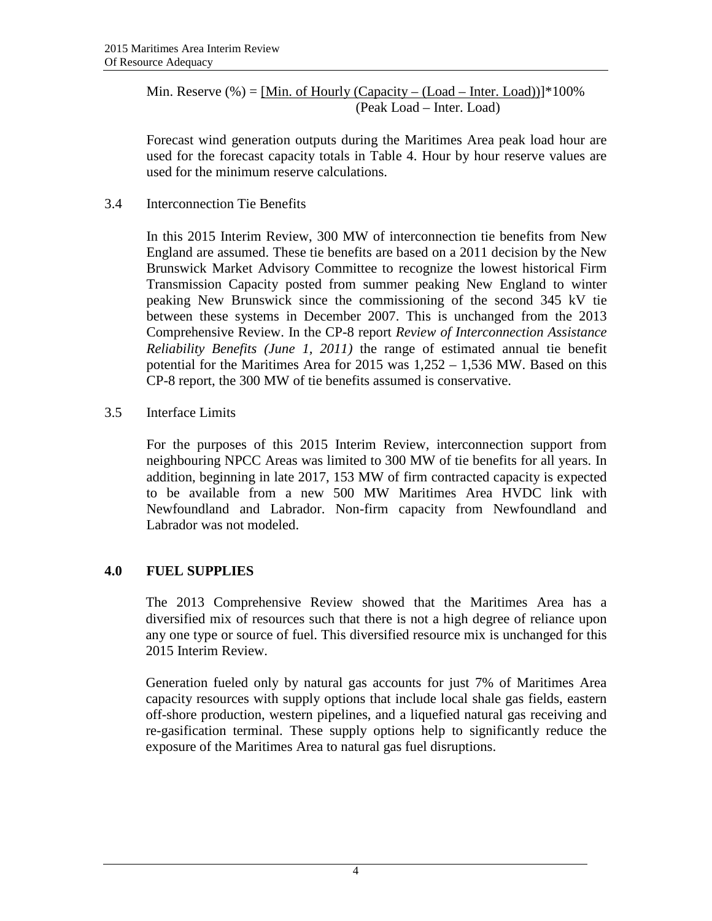$$\text{Min. Reserve (\%)} = \frac{[\text{Min. of Hourly (Capacity} - (\text{Load} - \text{Inter. Load}))]}{(\text{Peak Load} - \text{Inter. Load})} * 100\%$$

Forecast wind generation outputs during the Maritimes Area peak load hour are used for the forecast capacity totals in Table 4. Hour by hour reserve values are used for the minimum reserve calculations.

### 3.4 Interconnection Tie Benefits

In this 2015 Interim Review, 300 MW of interconnection tie benefits from New England are assumed. These tie benefits are based on a 2011 decision by the New Brunswick Market Advisory Committee to recognize the lowest historical Firm Transmission Capacity posted from summer peaking New England to winter peaking New Brunswick since the commissioning of the second 345 kV tie between these systems in December 2007. This is unchanged from the 2013 Comprehensive Review. In the CP-8 report *Review of Interconnection Assistance Reliability Benefits (June 1, 2011)* the range of estimated annual tie benefit potential for the Maritimes Area for 2015 was 1,252 – 1,536 MW. Based on this CP-8 report, the 300 MW of tie benefits assumed is conservative.

### 3.5 Interface Limits

For the purposes of this 2015 Interim Review, interconnection support from neighbouring NPCC Areas was limited to 300 MW of tie benefits for all years. In addition, beginning in late 2017, 153 MW of firm contracted capacity is expected to be available from a new 500 MW Maritimes Area HVDC link with Newfoundland and Labrador. Non-firm capacity from Newfoundland and Labrador was not modeled.

## 4.0 FUEL SUPPLIES

The 2013 Comprehensive Review showed that the Maritimes Area has a diversified mix of resources such that there is not a high degree of reliance upon any one type or source of fuel. This diversified resource mix is unchanged for this 2015 Interim Review.

Generation fueled only by natural gas accounts for just 7% of Maritimes Area capacity resources with supply options that include local shale gas fields, eastern off-shore production, western pipelines, and a liquefied natural gas receiving and re-gasification terminal. These supply options help to significantly reduce the exposure of the Maritimes Area to natural gas fuel disruptions.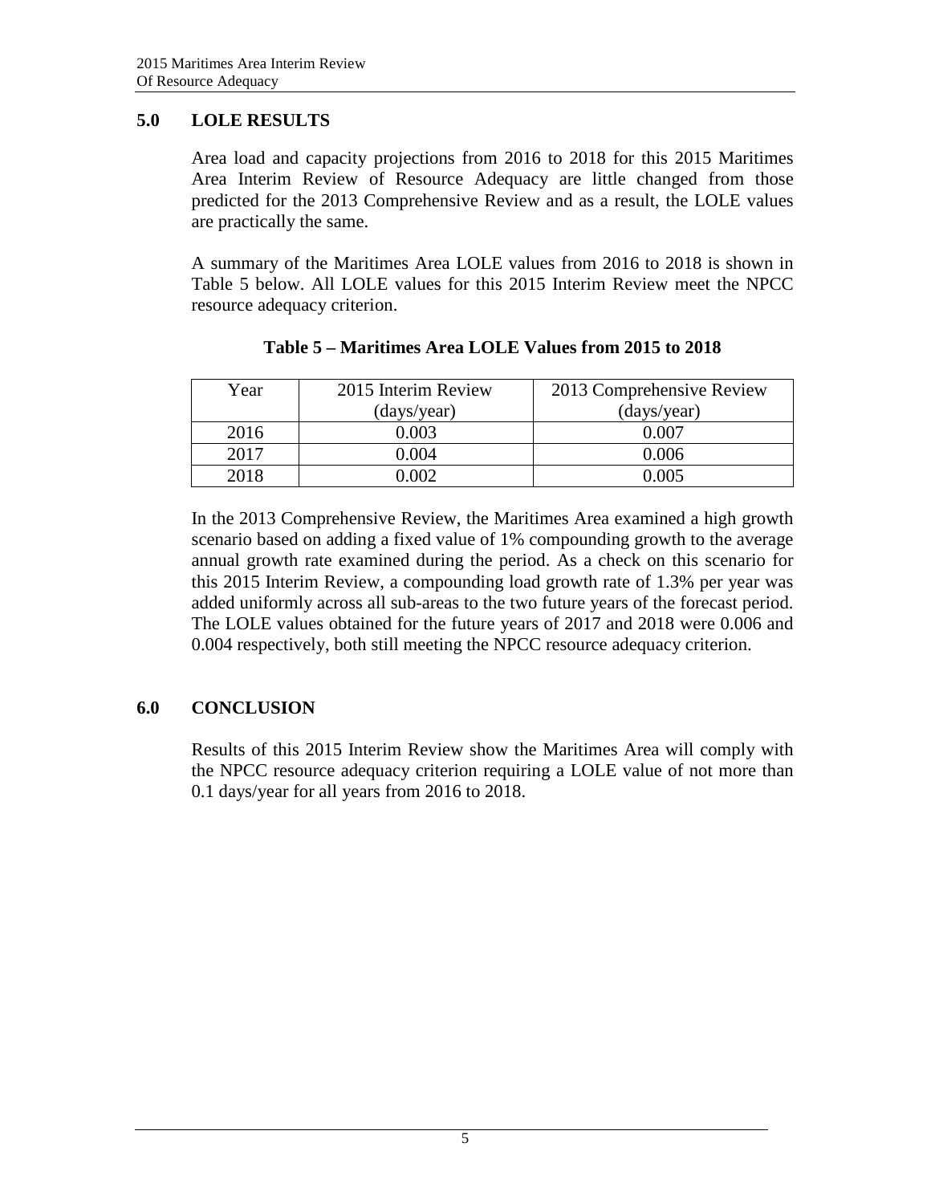## 5.0 LOLE RESULTS

Area load and capacity projections from 2016 to 2018 for this 2015 Maritimes Area Interim Review of Resource Adequacy are little changed from those predicted for the 2013 Comprehensive Review and as a result, the LOLE values are practically the same.

A summary of the Maritimes Area LOLE values from 2016 to 2018 is shown in Table 5 below. All LOLE values for this 2015 Interim Review meet the NPCC resource adequacy criterion.

**Table 5 – Maritimes Area LOLE Values from 2015 to 2018**

| Year | 2015 Interim Review (days/year) | 2013 Comprehensive Review (days/year) |
|---|---|---|
| 2016 | 0.003 | 0.007 |
| 2017 | 0.004 | 0.006 |
| 2018 | 0.002 | 0.005 |

In the 2013 Comprehensive Review, the Maritimes Area examined a high growth scenario based on adding a fixed value of 1% compounding growth to the average annual growth rate examined during the period. As a check on this scenario for this 2015 Interim Review, a compounding load growth rate of 1.3% per year was added uniformly across all sub-areas to the two future years of the forecast period. The LOLE values obtained for the future years of 2017 and 2018 were 0.006 and 0.004 respectively, both still meeting the NPCC resource adequacy criterion.

## 6.0 CONCLUSION

Results of this 2015 Interim Review show the Maritimes Area will comply with the NPCC resource adequacy criterion requiring a LOLE value of not more than 0.1 days/year for all years from 2016 to 2018.